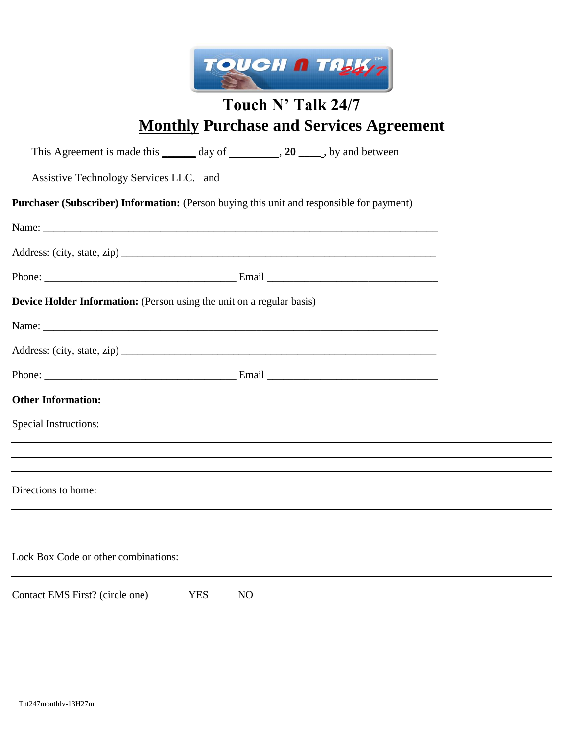# Touch N' Talk 24/7

## <u>Monthly</u> Purchase and Services Agreement

This Agreement is made this ______ day of _________, **20** ____, by and between

Assistive Technology Services LLC. and

**Purchaser (Subscriber) Information:** (Person buying this unit and responsible for payment)

Name: ___________________________________________________________________________

Address: (city, state, zip) ___________________________________________________________

Phone: ____________________________________ Email ________________________________

**Device Holder Information:** (Person using the unit on a regular basis)

Name: ___________________________________________________________________________

Address: (city, state, zip) ___________________________________________________________

Phone: ____________________________________ Email ________________________________

**Other Information:**

Special Instructions:

_______________________________________________________________________________

_______________________________________________________________________________

_______________________________________________________________________________

Directions to home:

_______________________________________________________________________________

_______________________________________________________________________________

_______________________________________________________________________________

Lock Box Code or other combinations:

_______________________________________________________________________________

Contact EMS First? (circle one) YES NO

Tnt247monthlv-13H27m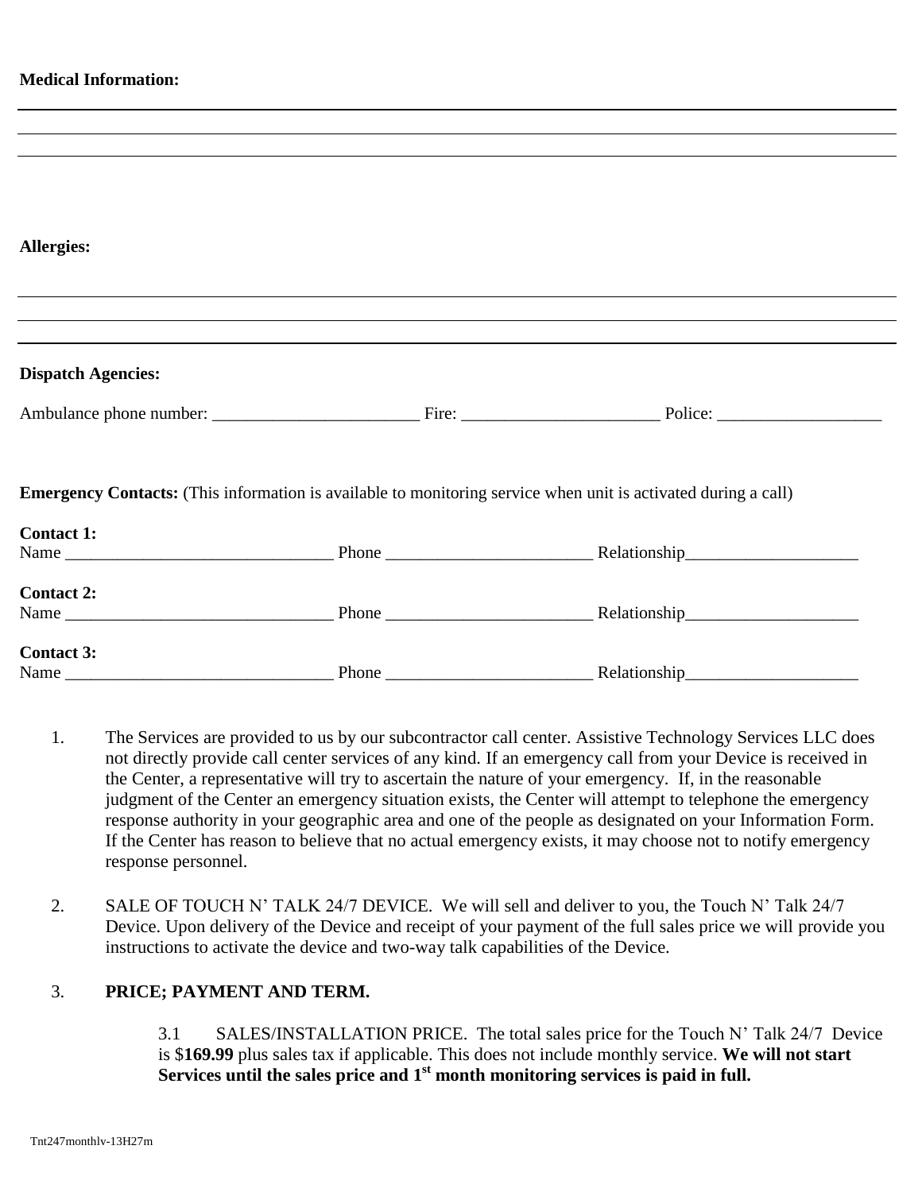**Medical Information:**

---

---

---

**Allergies:**

---

---

---

**Dispatch Agencies:**

Ambulance phone number: ________________________ Fire: _______________________ Police: ___________________

**Emergency Contacts:** (This information is available to monitoring service when unit is activated during a call)

**Contact 1:**
Name _______________________________ Phone ________________________ Relationship____________________

**Contact 2:**
Name _______________________________ Phone ________________________ Relationship____________________

**Contact 3:**
Name _______________________________ Phone ________________________ Relationship____________________

1. The Services are provided to us by our subcontractor call center. Assistive Technology Services LLC does not directly provide call center services of any kind. If an emergency call from your Device is received in the Center, a representative will try to ascertain the nature of your emergency. If, in the reasonable judgment of the Center an emergency situation exists, the Center will attempt to telephone the emergency response authority in your geographic area and one of the people as designated on your Information Form. If the Center has reason to believe that no actual emergency exists, it may choose not to notify emergency response personnel.

2. SALE OF TOUCH N' TALK 24/7 DEVICE. We will sell and deliver to you, the Touch N' Talk 24/7 Device. Upon delivery of the Device and receipt of your payment of the full sales price we will provide you instructions to activate the device and two-way talk capabilities of the Device.

3. **PRICE; PAYMENT AND TERM.**

   3.1 SALES/INSTALLATION PRICE. The total sales price for the Touch N' Talk 24/7 Device is $**169.99** plus sales tax if applicable. This does not include monthly service. **We will not start Services until the sales price and 1st month monitoring services is paid in full.**

Tnt247monthlv-13H27m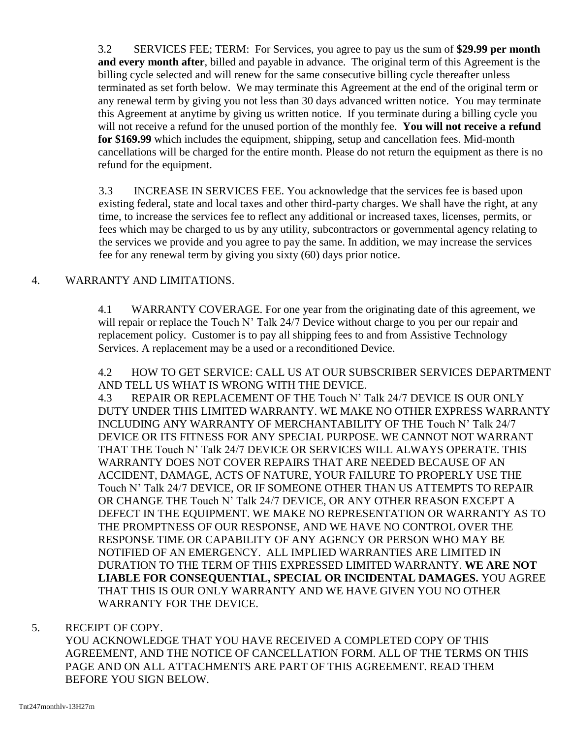3.2 SERVICES FEE; TERM: For Services, you agree to pay us the sum of **$29.99 per month and every month after**, billed and payable in advance. The original term of this Agreement is the billing cycle selected and will renew for the same consecutive billing cycle thereafter unless terminated as set forth below. We may terminate this Agreement at the end of the original term or any renewal term by giving you not less than 30 days advanced written notice. You may terminate this Agreement at anytime by giving us written notice. If you terminate during a billing cycle you will not receive a refund for the unused portion of the monthly fee. **You will not receive a refund for $169.99** which includes the equipment, shipping, setup and cancellation fees. Mid-month cancellations will be charged for the entire month. Please do not return the equipment as there is no refund for the equipment.

3.3 INCREASE IN SERVICES FEE. You acknowledge that the services fee is based upon existing federal, state and local taxes and other third-party charges. We shall have the right, at any time, to increase the services fee to reflect any additional or increased taxes, licenses, permits, or fees which may be charged to us by any utility, subcontractors or governmental agency relating to the services we provide and you agree to pay the same. In addition, we may increase the services fee for any renewal term by giving you sixty (60) days prior notice.

4. WARRANTY AND LIMITATIONS.

4.1 WARRANTY COVERAGE. For one year from the originating date of this agreement, we will repair or replace the Touch N' Talk 24/7 Device without charge to you per our repair and replacement policy. Customer is to pay all shipping fees to and from Assistive Technology Services. A replacement may be a used or a reconditioned Device.

4.2 HOW TO GET SERVICE: CALL US AT OUR SUBSCRIBER SERVICES DEPARTMENT AND TELL US WHAT IS WRONG WITH THE DEVICE.

4.3 REPAIR OR REPLACEMENT OF THE Touch N' Talk 24/7 DEVICE IS OUR ONLY DUTY UNDER THIS LIMITED WARRANTY. WE MAKE NO OTHER EXPRESS WARRANTY INCLUDING ANY WARRANTY OF MERCHANTABILITY OF THE Touch N' Talk 24/7 DEVICE OR ITS FITNESS FOR ANY SPECIAL PURPOSE. WE CANNOT NOT WARRANT THAT THE Touch N' Talk 24/7 DEVICE OR SERVICES WILL ALWAYS OPERATE. THIS WARRANTY DOES NOT COVER REPAIRS THAT ARE NEEDED BECAUSE OF AN ACCIDENT, DAMAGE, ACTS OF NATURE, YOUR FAILURE TO PROPERLY USE THE Touch N' Talk 24/7 DEVICE, OR IF SOMEONE OTHER THAN US ATTEMPTS TO REPAIR OR CHANGE THE Touch N' Talk 24/7 DEVICE, OR ANY OTHER REASON EXCEPT A DEFECT IN THE EQUIPMENT. WE MAKE NO REPRESENTATION OR WARRANTY AS TO THE PROMPTNESS OF OUR RESPONSE, AND WE HAVE NO CONTROL OVER THE RESPONSE TIME OR CAPABILITY OF ANY AGENCY OR PERSON WHO MAY BE NOTIFIED OF AN EMERGENCY. ALL IMPLIED WARRANTIES ARE LIMITED IN DURATION TO THE TERM OF THIS EXPRESSED LIMITED WARRANTY. **WE ARE NOT LIABLE FOR CONSEQUENTIAL, SPECIAL OR INCIDENTAL DAMAGES.** YOU AGREE THAT THIS IS OUR ONLY WARRANTY AND WE HAVE GIVEN YOU NO OTHER WARRANTY FOR THE DEVICE.

5. RECEIPT OF COPY.

YOU ACKNOWLEDGE THAT YOU HAVE RECEIVED A COMPLETED COPY OF THIS AGREEMENT, AND THE NOTICE OF CANCELLATION FORM. ALL OF THE TERMS ON THIS PAGE AND ON ALL ATTACHMENTS ARE PART OF THIS AGREEMENT. READ THEM BEFORE YOU SIGN BELOW.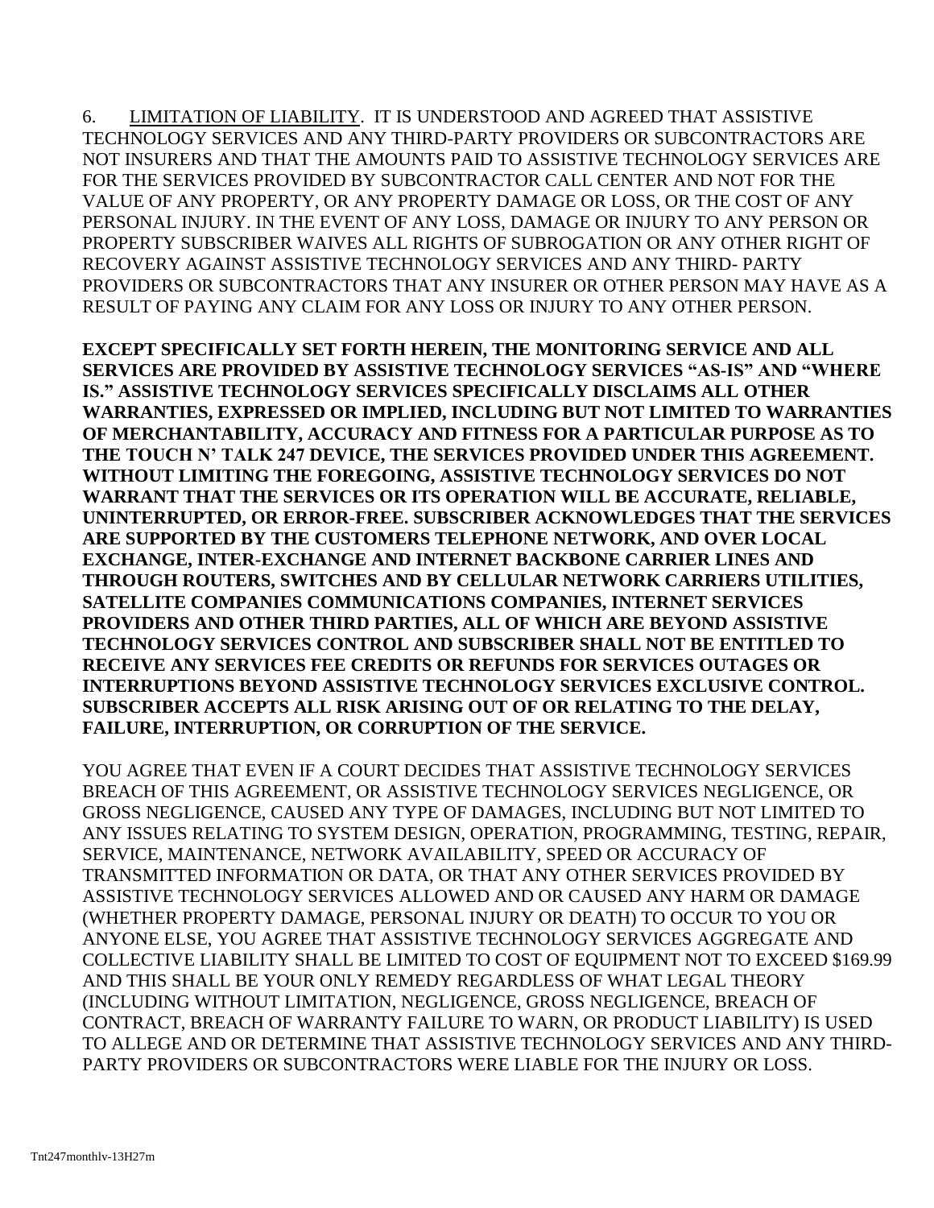6. <u>LIMITATION OF LIABILITY</u>. IT IS UNDERSTOOD AND AGREED THAT ASSISTIVE TECHNOLOGY SERVICES AND ANY THIRD-PARTY PROVIDERS OR SUBCONTRACTORS ARE NOT INSURERS AND THAT THE AMOUNTS PAID TO ASSISTIVE TECHNOLOGY SERVICES ARE FOR THE SERVICES PROVIDED BY SUBCONTRACTOR CALL CENTER AND NOT FOR THE VALUE OF ANY PROPERTY, OR ANY PROPERTY DAMAGE OR LOSS, OR THE COST OF ANY PERSONAL INJURY. IN THE EVENT OF ANY LOSS, DAMAGE OR INJURY TO ANY PERSON OR PROPERTY SUBSCRIBER WAIVES ALL RIGHTS OF SUBROGATION OR ANY OTHER RIGHT OF RECOVERY AGAINST ASSISTIVE TECHNOLOGY SERVICES AND ANY THIRD- PARTY PROVIDERS OR SUBCONTRACTORS THAT ANY INSURER OR OTHER PERSON MAY HAVE AS A RESULT OF PAYING ANY CLAIM FOR ANY LOSS OR INJURY TO ANY OTHER PERSON.

**EXCEPT SPECIFICALLY SET FORTH HEREIN, THE MONITORING SERVICE AND ALL SERVICES ARE PROVIDED BY ASSISTIVE TECHNOLOGY SERVICES "AS-IS" AND "WHERE IS." ASSISTIVE TECHNOLOGY SERVICES SPECIFICALLY DISCLAIMS ALL OTHER WARRANTIES, EXPRESSED OR IMPLIED, INCLUDING BUT NOT LIMITED TO WARRANTIES OF MERCHANTABILITY, ACCURACY AND FITNESS FOR A PARTICULAR PURPOSE AS TO THE TOUCH N' TALK 247 DEVICE, THE SERVICES PROVIDED UNDER THIS AGREEMENT. WITHOUT LIMITING THE FOREGOING, ASSISTIVE TECHNOLOGY SERVICES DO NOT WARRANT THAT THE SERVICES OR ITS OPERATION WILL BE ACCURATE, RELIABLE, UNINTERRUPTED, OR ERROR-FREE. SUBSCRIBER ACKNOWLEDGES THAT THE SERVICES ARE SUPPORTED BY THE CUSTOMERS TELEPHONE NETWORK, AND OVER LOCAL EXCHANGE, INTER-EXCHANGE AND INTERNET BACKBONE CARRIER LINES AND THROUGH ROUTERS, SWITCHES AND BY CELLULAR NETWORK CARRIERS UTILITIES, SATELLITE COMPANIES COMMUNICATIONS COMPANIES, INTERNET SERVICES PROVIDERS AND OTHER THIRD PARTIES, ALL OF WHICH ARE BEYOND ASSISTIVE TECHNOLOGY SERVICES CONTROL AND SUBSCRIBER SHALL NOT BE ENTITLED TO RECEIVE ANY SERVICES FEE CREDITS OR REFUNDS FOR SERVICES OUTAGES OR INTERRUPTIONS BEYOND ASSISTIVE TECHNOLOGY SERVICES EXCLUSIVE CONTROL. SUBSCRIBER ACCEPTS ALL RISK ARISING OUT OF OR RELATING TO THE DELAY, FAILURE, INTERRUPTION, OR CORRUPTION OF THE SERVICE.**

YOU AGREE THAT EVEN IF A COURT DECIDES THAT ASSISTIVE TECHNOLOGY SERVICES BREACH OF THIS AGREEMENT, OR ASSISTIVE TECHNOLOGY SERVICES NEGLIGENCE, OR GROSS NEGLIGENCE, CAUSED ANY TYPE OF DAMAGES, INCLUDING BUT NOT LIMITED TO ANY ISSUES RELATING TO SYSTEM DESIGN, OPERATION, PROGRAMMING, TESTING, REPAIR, SERVICE, MAINTENANCE, NETWORK AVAILABILITY, SPEED OR ACCURACY OF TRANSMITTED INFORMATION OR DATA, OR THAT ANY OTHER SERVICES PROVIDED BY ASSISTIVE TECHNOLOGY SERVICES ALLOWED AND OR CAUSED ANY HARM OR DAMAGE (WHETHER PROPERTY DAMAGE, PERSONAL INJURY OR DEATH) TO OCCUR TO YOU OR ANYONE ELSE, YOU AGREE THAT ASSISTIVE TECHNOLOGY SERVICES AGGREGATE AND COLLECTIVE LIABILITY SHALL BE LIMITED TO COST OF EQUIPMENT NOT TO EXCEED $169.99 AND THIS SHALL BE YOUR ONLY REMEDY REGARDLESS OF WHAT LEGAL THEORY (INCLUDING WITHOUT LIMITATION, NEGLIGENCE, GROSS NEGLIGENCE, BREACH OF CONTRACT, BREACH OF WARRANTY FAILURE TO WARN, OR PRODUCT LIABILITY) IS USED TO ALLEGE AND OR DETERMINE THAT ASSISTIVE TECHNOLOGY SERVICES AND ANY THIRD-PARTY PROVIDERS OR SUBCONTRACTORS WERE LIABLE FOR THE INJURY OR LOSS.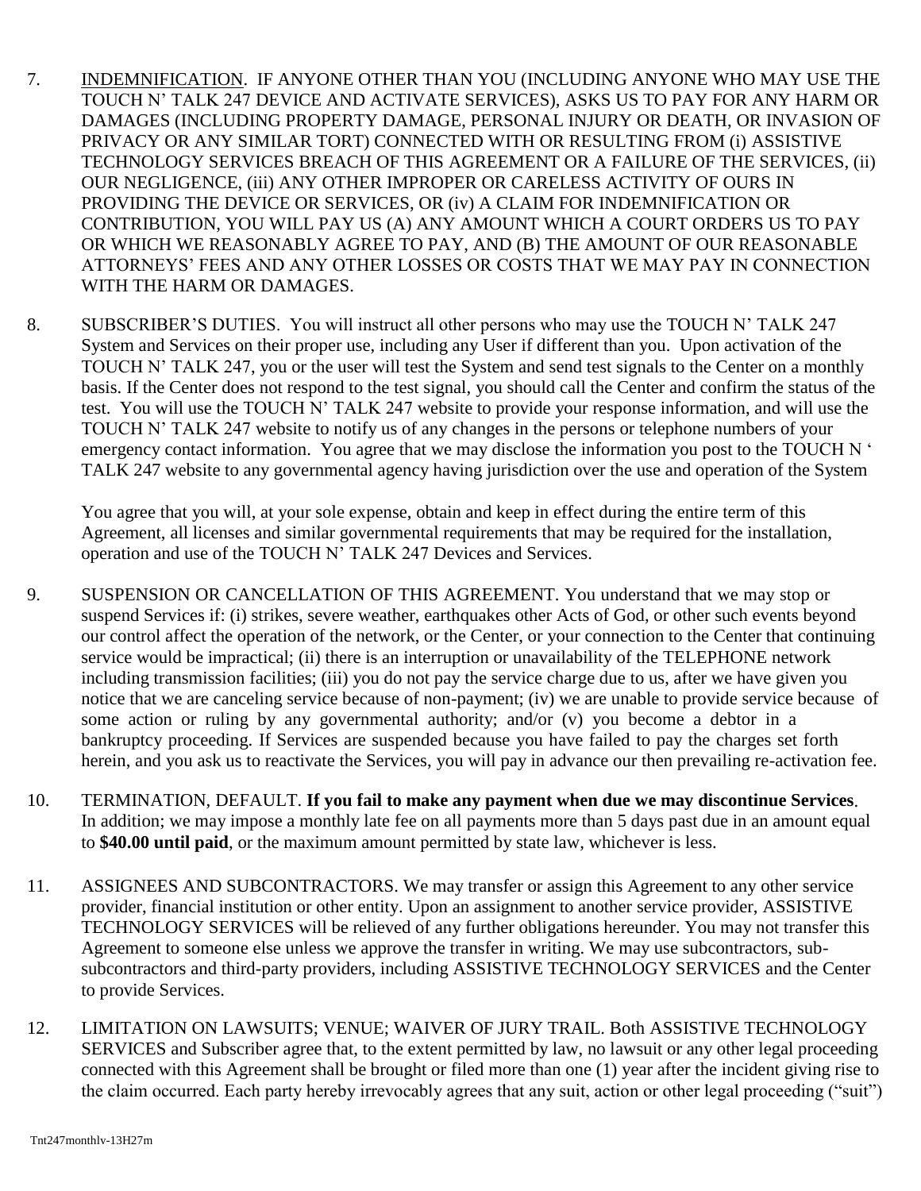7. <u>INDEMNIFICATION</u>. IF ANYONE OTHER THAN YOU (INCLUDING ANYONE WHO MAY USE THE TOUCH N' TALK 247 DEVICE AND ACTIVATE SERVICES), ASKS US TO PAY FOR ANY HARM OR DAMAGES (INCLUDING PROPERTY DAMAGE, PERSONAL INJURY OR DEATH, OR INVASION OF PRIVACY OR ANY SIMILAR TORT) CONNECTED WITH OR RESULTING FROM (i) ASSISTIVE TECHNOLOGY SERVICES BREACH OF THIS AGREEMENT OR A FAILURE OF THE SERVICES, (ii) OUR NEGLIGENCE, (iii) ANY OTHER IMPROPER OR CARELESS ACTIVITY OF OURS IN PROVIDING THE DEVICE OR SERVICES, OR (iv) A CLAIM FOR INDEMNIFICATION OR CONTRIBUTION, YOU WILL PAY US (A) ANY AMOUNT WHICH A COURT ORDERS US TO PAY OR WHICH WE REASONABLY AGREE TO PAY, AND (B) THE AMOUNT OF OUR REASONABLE ATTORNEYS' FEES AND ANY OTHER LOSSES OR COSTS THAT WE MAY PAY IN CONNECTION WITH THE HARM OR DAMAGES.

8. SUBSCRIBER'S DUTIES. You will instruct all other persons who may use the TOUCH N' TALK 247 System and Services on their proper use, including any User if different than you. Upon activation of the TOUCH N' TALK 247, you or the user will test the System and send test signals to the Center on a monthly basis. If the Center does not respond to the test signal, you should call the Center and confirm the status of the test. You will use the TOUCH N' TALK 247 website to provide your response information, and will use the TOUCH N' TALK 247 website to notify us of any changes in the persons or telephone numbers of your emergency contact information. You agree that we may disclose the information you post to the TOUCH N ' TALK 247 website to any governmental agency having jurisdiction over the use and operation of the System

   You agree that you will, at your sole expense, obtain and keep in effect during the entire term of this Agreement, all licenses and similar governmental requirements that may be required for the installation, operation and use of the TOUCH N' TALK 247 Devices and Services.

9. SUSPENSION OR CANCELLATION OF THIS AGREEMENT. You understand that we may stop or suspend Services if: (i) strikes, severe weather, earthquakes other Acts of God, or other such events beyond our control affect the operation of the network, or the Center, or your connection to the Center that continuing service would be impractical; (ii) there is an interruption or unavailability of the TELEPHONE network including transmission facilities; (iii) you do not pay the service charge due to us, after we have given you notice that we are canceling service because of non-payment; (iv) we are unable to provide service because of some action or ruling by any governmental authority; and/or (v) you become a debtor in a bankruptcy proceeding. If Services are suspended because you have failed to pay the charges set forth herein, and you ask us to reactivate the Services, you will pay in advance our then prevailing re-activation fee.

10. TERMINATION, DEFAULT. **If you fail to make any payment when due we may discontinue Services**. In addition; we may impose a monthly late fee on all payments more than 5 days past due in an amount equal to **$40.00 until paid**, or the maximum amount permitted by state law, whichever is less.

11. ASSIGNEES AND SUBCONTRACTORS. We may transfer or assign this Agreement to any other service provider, financial institution or other entity. Upon an assignment to another service provider, ASSISTIVE TECHNOLOGY SERVICES will be relieved of any further obligations hereunder. You may not transfer this Agreement to someone else unless we approve the transfer in writing. We may use subcontractors, sub-subcontractors and third-party providers, including ASSISTIVE TECHNOLOGY SERVICES and the Center to provide Services.

12. LIMITATION ON LAWSUITS; VENUE; WAIVER OF JURY TRAIL. Both ASSISTIVE TECHNOLOGY SERVICES and Subscriber agree that, to the extent permitted by law, no lawsuit or any other legal proceeding connected with this Agreement shall be brought or filed more than one (1) year after the incident giving rise to the claim occurred. Each party hereby irrevocably agrees that any suit, action or other legal proceeding ("suit")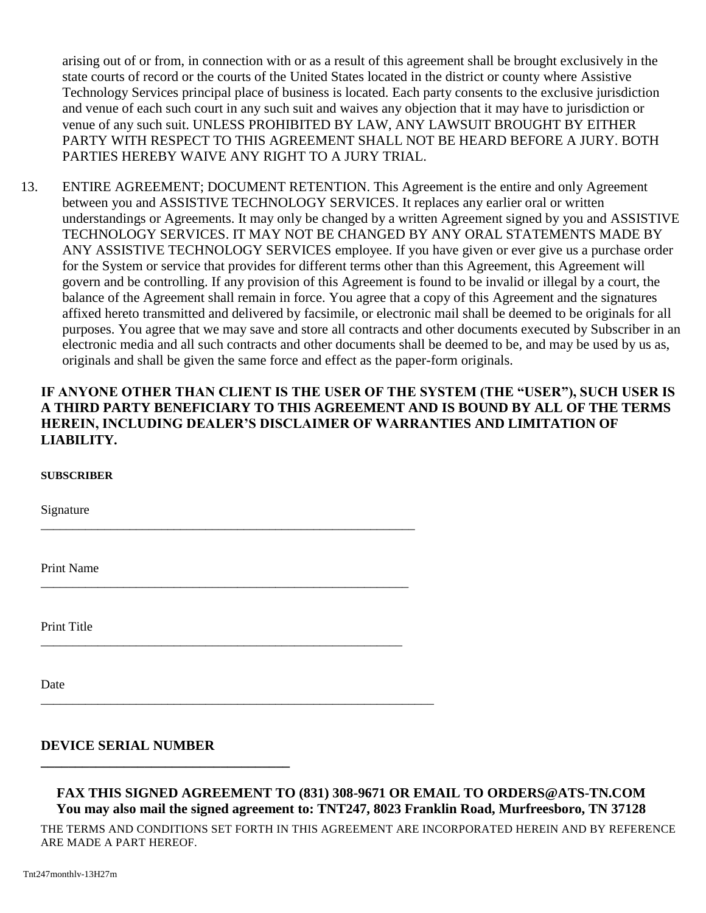arising out of or from, in connection with or as a result of this agreement shall be brought exclusively in the state courts of record or the courts of the United States located in the district or county where Assistive Technology Services principal place of business is located. Each party consents to the exclusive jurisdiction and venue of each such court in any such suit and waives any objection that it may have to jurisdiction or venue of any such suit. UNLESS PROHIBITED BY LAW, ANY LAWSUIT BROUGHT BY EITHER PARTY WITH RESPECT TO THIS AGREEMENT SHALL NOT BE HEARD BEFORE A JURY. BOTH PARTIES HEREBY WAIVE ANY RIGHT TO A JURY TRIAL.

13. ENTIRE AGREEMENT; DOCUMENT RETENTION. This Agreement is the entire and only Agreement between you and ASSISTIVE TECHNOLOGY SERVICES. It replaces any earlier oral or written understandings or Agreements. It may only be changed by a written Agreement signed by you and ASSISTIVE TECHNOLOGY SERVICES. IT MAY NOT BE CHANGED BY ANY ORAL STATEMENTS MADE BY ANY ASSISTIVE TECHNOLOGY SERVICES employee. If you have given or ever give us a purchase order for the System or service that provides for different terms other than this Agreement, this Agreement will govern and be controlling. If any provision of this Agreement is found to be invalid or illegal by a court, the balance of the Agreement shall remain in force. You agree that a copy of this Agreement and the signatures affixed hereto transmitted and delivered by facsimile, or electronic mail shall be deemed to be originals for all purposes. You agree that we may save and store all contracts and other documents executed by Subscriber in an electronic media and all such contracts and other documents shall be deemed to be, and may be used by us as, originals and shall be given the same force and effect as the paper-form originals.

**IF ANYONE OTHER THAN CLIENT IS THE USER OF THE SYSTEM (THE "USER"), SUCH USER IS A THIRD PARTY BENEFICIARY TO THIS AGREEMENT AND IS BOUND BY ALL OF THE TERMS HEREIN, INCLUDING DEALER'S DISCLAIMER OF WARRANTIES AND LIMITATION OF LIABILITY.**

**SUBSCRIBER**

Signature

______________________________________________________________

Print Name

______________________________________________________________

Print Title

______________________________________________________________

Date

______________________________________________________________

**DEVICE SERIAL NUMBER**

**____________________________________**

**FAX THIS SIGNED AGREEMENT TO (831) 308-9671 OR EMAIL TO ORDERS@ATS-TN.COM**
**You may also mail the signed agreement to: TNT247, 8023 Franklin Road, Murfreesboro, TN 37128**

THE TERMS AND CONDITIONS SET FORTH IN THIS AGREEMENT ARE INCORPORATED HEREIN AND BY REFERENCE ARE MADE A PART HEREOF.

Tnt247monthlv-13H27m